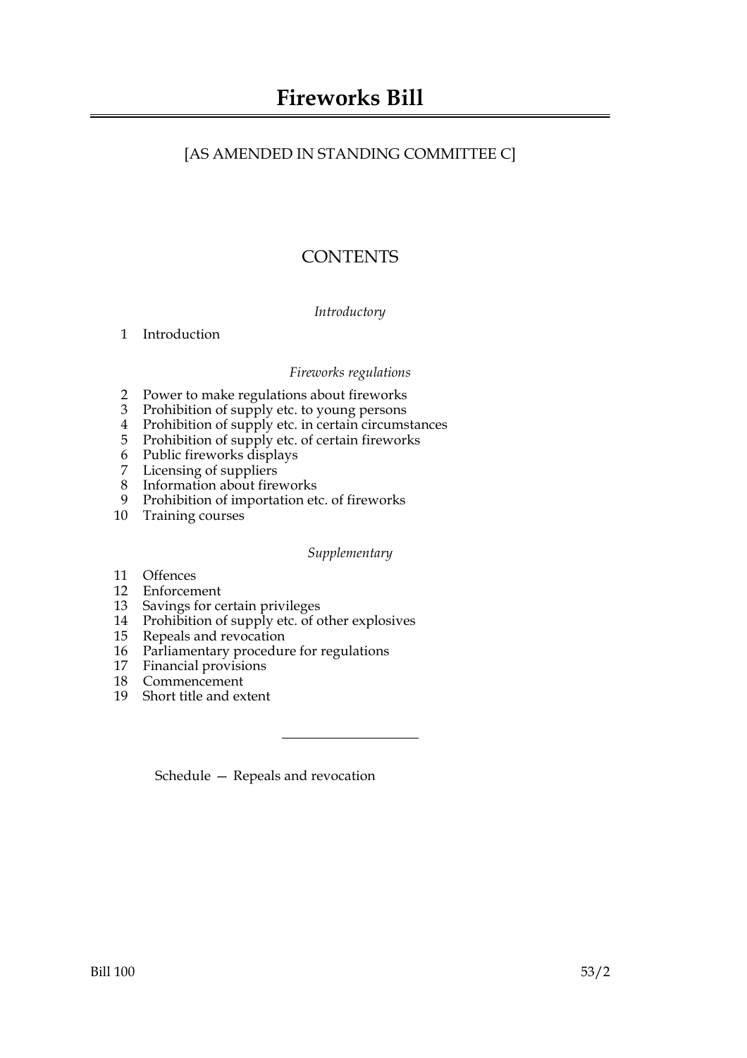# Fireworks Bill

[AS AMENDED IN STANDING COMMITTEE C]

## CONTENTS

*Introductory*

1 Introduction

*Fireworks regulations*

2 Power to make regulations about fireworks
3 Prohibition of supply etc. to young persons
4 Prohibition of supply etc. in certain circumstances
5 Prohibition of supply etc. of certain fireworks
6 Public fireworks displays
7 Licensing of suppliers
8 Information about fireworks
9 Prohibition of importation etc. of fireworks
10 Training courses

*Supplementary*

11 Offences
12 Enforcement
13 Savings for certain privileges
14 Prohibition of supply etc. of other explosives
15 Repeals and revocation
16 Parliamentary procedure for regulations
17 Financial provisions
18 Commencement
19 Short title and extent

---

Schedule — Repeals and revocation

Bill 100 53/2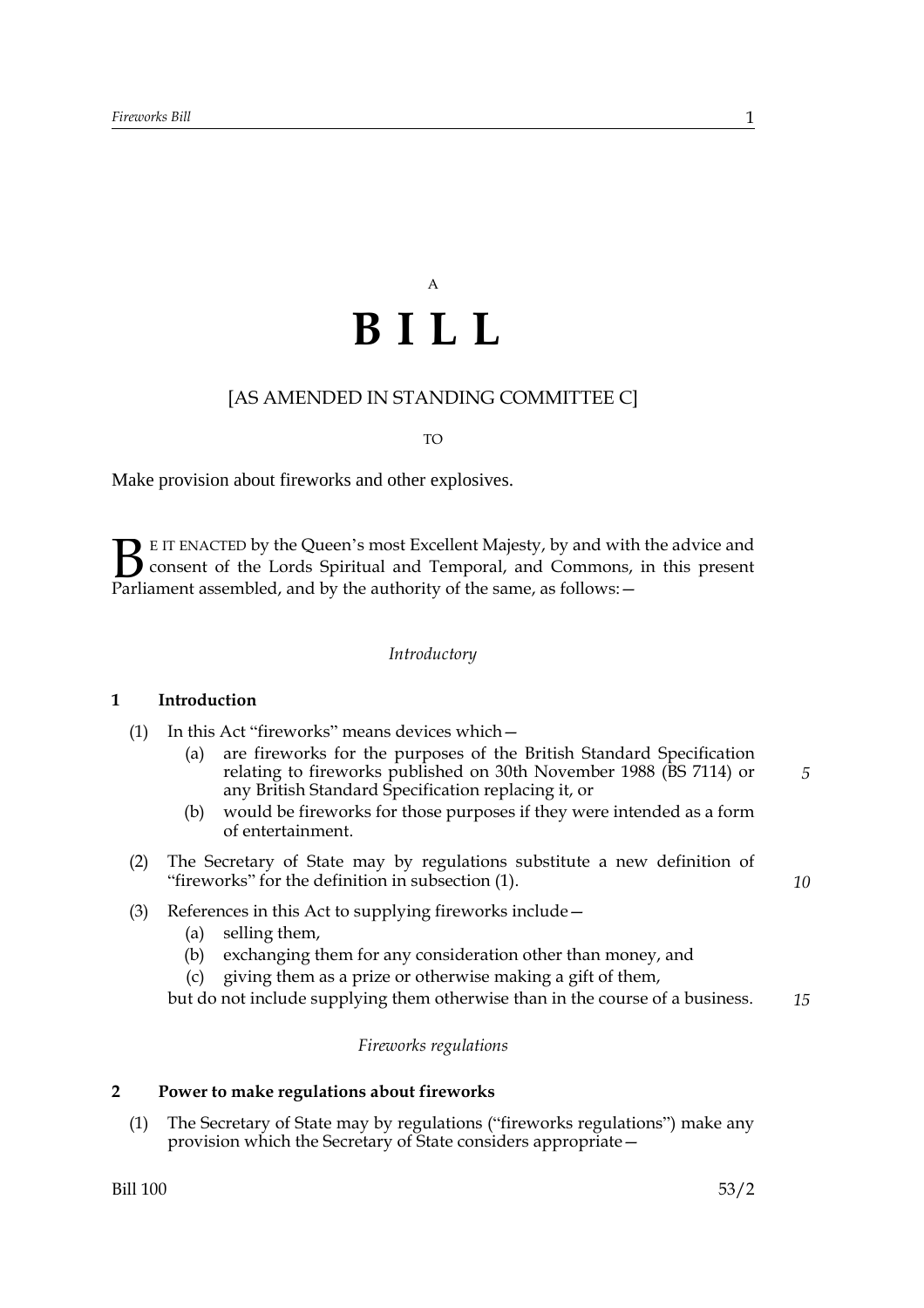A

# BILL

[AS AMENDED IN STANDING COMMITTEE C]

TO

Make provision about fireworks and other explosives.

BE IT ENACTED by the Queen's most Excellent Majesty, by and with the advice and consent of the Lords Spiritual and Temporal, and Commons, in this present Parliament assembled, and by the authority of the same, as follows:—

*Introductory*

### 1 Introduction

(1) In this Act "fireworks" means devices which—

(a) are fireworks for the purposes of the British Standard Specification relating to fireworks published on 30th November 1988 (BS 7114) or any British Standard Specification replacing it, or

(b) would be fireworks for those purposes if they were intended as a form of entertainment.

(2) The Secretary of State may by regulations substitute a new definition of "fireworks" for the definition in subsection (1).

(3) References in this Act to supplying fireworks include—

(a) selling them,

(b) exchanging them for any consideration other than money, and

(c) giving them as a prize or otherwise making a gift of them,

but do not include supplying them otherwise than in the course of a business.

*Fireworks regulations*

### 2 Power to make regulations about fireworks

(1) The Secretary of State may by regulations ("fireworks regulations") make any provision which the Secretary of State considers appropriate—

Bill 100 53/2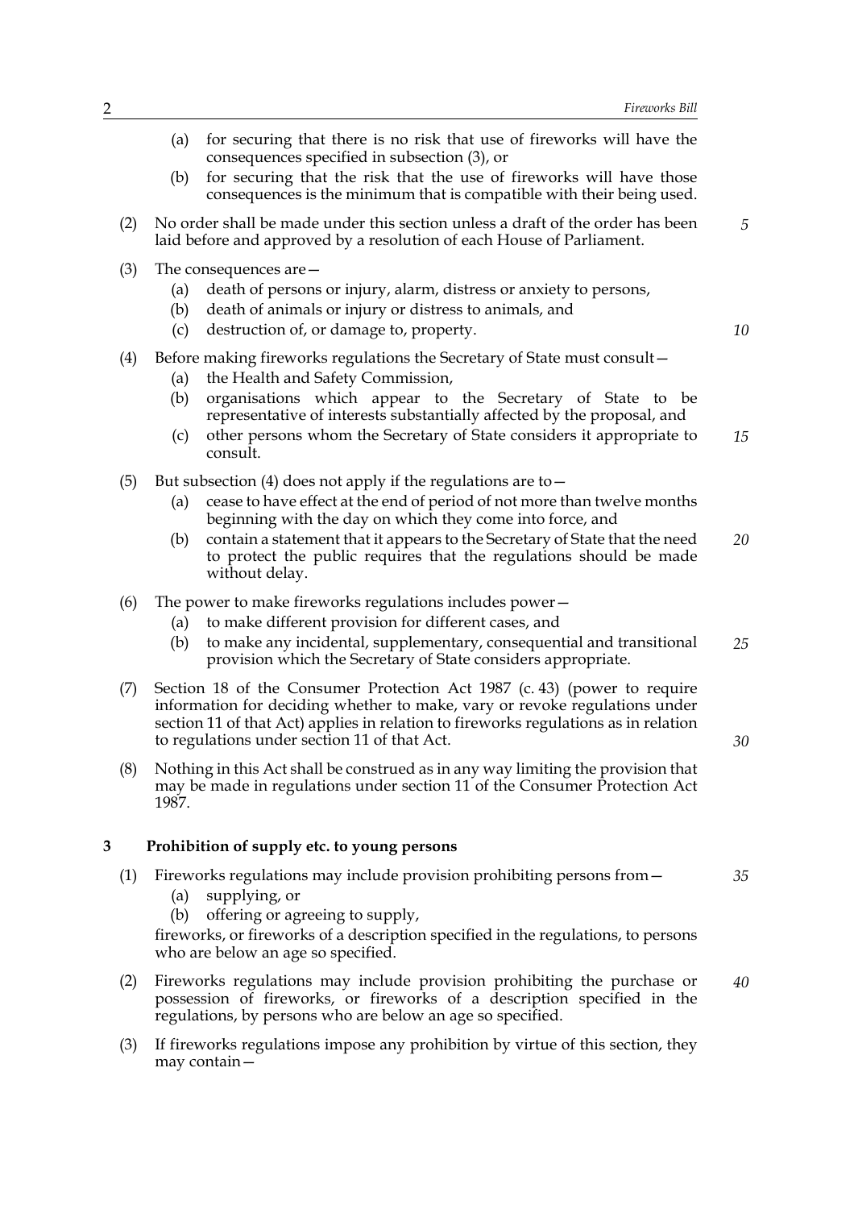(a) for securing that there is no risk that use of fireworks will have the consequences specified in subsection (3), or

(b) for securing that the risk that the use of fireworks will have those consequences is the minimum that is compatible with their being used.

(2) No order shall be made under this section unless a draft of the order has been laid before and approved by a resolution of each House of Parliament.

(3) The consequences are—

(a) death of persons or injury, alarm, distress or anxiety to persons,

(b) death of animals or injury or distress to animals, and

(c) destruction of, or damage to, property.

(4) Before making fireworks regulations the Secretary of State must consult—

(a) the Health and Safety Commission,

(b) organisations which appear to the Secretary of State to be representative of interests substantially affected by the proposal, and

(c) other persons whom the Secretary of State considers it appropriate to consult.

(5) But subsection (4) does not apply if the regulations are to—

(a) cease to have effect at the end of period of not more than twelve months beginning with the day on which they come into force, and

(b) contain a statement that it appears to the Secretary of State that the need to protect the public requires that the regulations should be made without delay.

(6) The power to make fireworks regulations includes power—

(a) to make different provision for different cases, and

(b) to make any incidental, supplementary, consequential and transitional provision which the Secretary of State considers appropriate.

(7) Section 18 of the Consumer Protection Act 1987 (c. 43) (power to require information for deciding whether to make, vary or revoke regulations under section 11 of that Act) applies in relation to fireworks regulations as in relation to regulations under section 11 of that Act.

(8) Nothing in this Act shall be construed as in any way limiting the provision that may be made in regulations under section 11 of the Consumer Protection Act 1987.

## 3 Prohibition of supply etc. to young persons

(1) Fireworks regulations may include provision prohibiting persons from—

(a) supplying, or

(b) offering or agreeing to supply,

fireworks, or fireworks of a description specified in the regulations, to persons who are below an age so specified.

(2) Fireworks regulations may include provision prohibiting the purchase or possession of fireworks, or fireworks of a description specified in the regulations, by persons who are below an age so specified.

(3) If fireworks regulations impose any prohibition by virtue of this section, they may contain—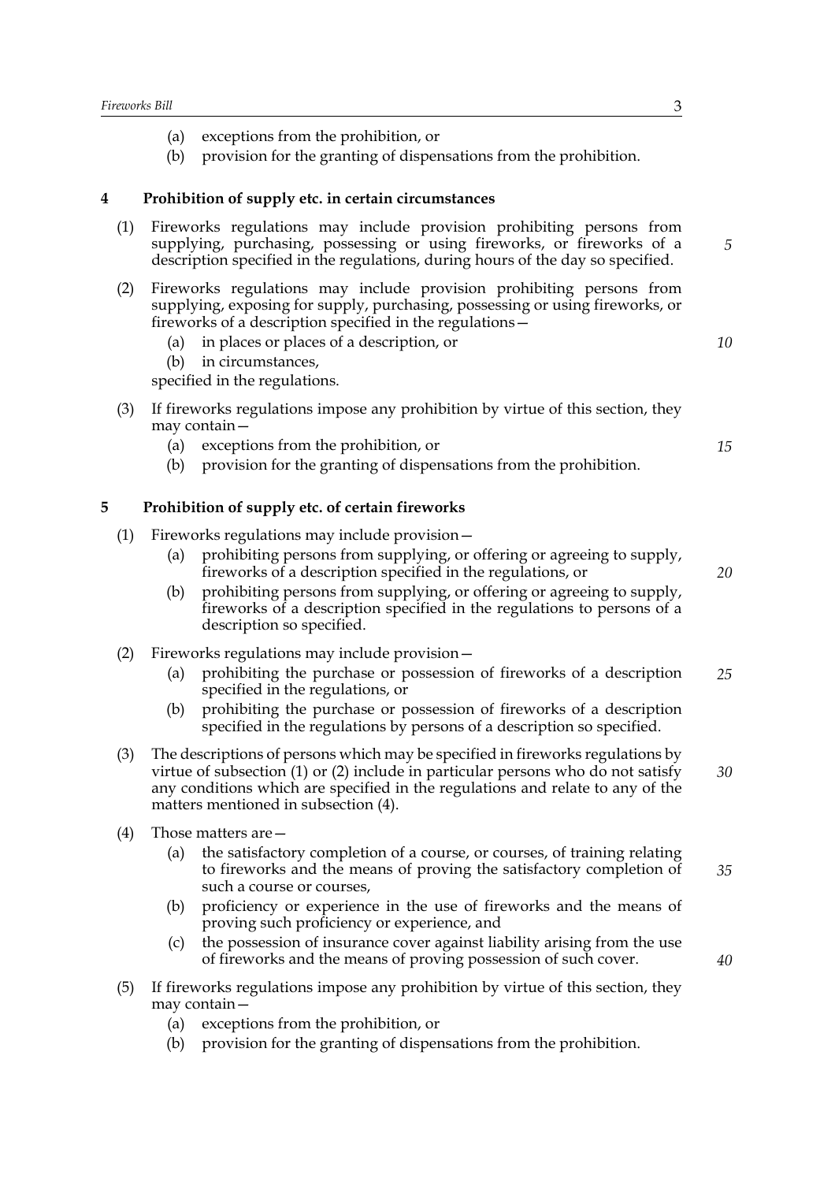(a) exceptions from the prohibition, or

(b) provision for the granting of dispensations from the prohibition.

## 4 Prohibition of supply etc. in certain circumstances

(1) Fireworks regulations may include provision prohibiting persons from supplying, purchasing, possessing or using fireworks, or fireworks of a description specified in the regulations, during hours of the day so specified.

(2) Fireworks regulations may include provision prohibiting persons from supplying, exposing for supply, purchasing, possessing or using fireworks, or fireworks of a description specified in the regulations—

(a) in places or places of a description, or

(b) in circumstances,

specified in the regulations.

(3) If fireworks regulations impose any prohibition by virtue of this section, they may contain—

(a) exceptions from the prohibition, or

(b) provision for the granting of dispensations from the prohibition.

## 5 Prohibition of supply etc. of certain fireworks

(1) Fireworks regulations may include provision—

(a) prohibiting persons from supplying, or offering or agreeing to supply, fireworks of a description specified in the regulations, or

(b) prohibiting persons from supplying, or offering or agreeing to supply, fireworks of a description specified in the regulations to persons of a description so specified.

(2) Fireworks regulations may include provision—

(a) prohibiting the purchase or possession of fireworks of a description specified in the regulations, or

(b) prohibiting the purchase or possession of fireworks of a description specified in the regulations by persons of a description so specified.

(3) The descriptions of persons which may be specified in fireworks regulations by virtue of subsection (1) or (2) include in particular persons who do not satisfy any conditions which are specified in the regulations and relate to any of the matters mentioned in subsection (4).

(4) Those matters are—

(a) the satisfactory completion of a course, or courses, of training relating to fireworks and the means of proving the satisfactory completion of such a course or courses,

(b) proficiency or experience in the use of fireworks and the means of proving such proficiency or experience, and

(c) the possession of insurance cover against liability arising from the use of fireworks and the means of proving possession of such cover.

(5) If fireworks regulations impose any prohibition by virtue of this section, they may contain—

(a) exceptions from the prohibition, or

(b) provision for the granting of dispensations from the prohibition.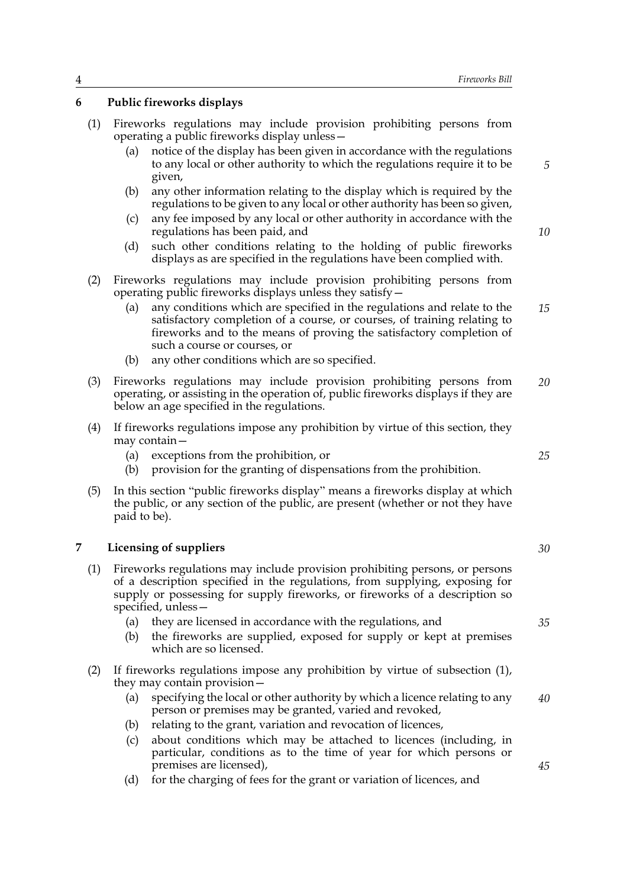### 6 Public fireworks displays

(1) Fireworks regulations may include provision prohibiting persons from operating a public fireworks display unless—

(a) notice of the display has been given in accordance with the regulations to any local or other authority to which the regulations require it to be given,

(b) any other information relating to the display which is required by the regulations to be given to any local or other authority has been so given,

(c) any fee imposed by any local or other authority in accordance with the regulations has been paid, and

(d) such other conditions relating to the holding of public fireworks displays as are specified in the regulations have been complied with.

(2) Fireworks regulations may include provision prohibiting persons from operating public fireworks displays unless they satisfy—

(a) any conditions which are specified in the regulations and relate to the satisfactory completion of a course, or courses, of training relating to fireworks and to the means of proving the satisfactory completion of such a course or courses, or

(b) any other conditions which are so specified.

(3) Fireworks regulations may include provision prohibiting persons from operating, or assisting in the operation of, public fireworks displays if they are below an age specified in the regulations.

(4) If fireworks regulations impose any prohibition by virtue of this section, they may contain—

(a) exceptions from the prohibition, or

(b) provision for the granting of dispensations from the prohibition.

(5) In this section "public fireworks display" means a fireworks display at which the public, or any section of the public, are present (whether or not they have paid to be).

### 7 Licensing of suppliers

(1) Fireworks regulations may include provision prohibiting persons, or persons of a description specified in the regulations, from supplying, exposing for supply or possessing for supply fireworks, or fireworks of a description so specified, unless—

(a) they are licensed in accordance with the regulations, and

(b) the fireworks are supplied, exposed for supply or kept at premises which are so licensed.

(2) If fireworks regulations impose any prohibition by virtue of subsection (1), they may contain provision—

(a) specifying the local or other authority by which a licence relating to any person or premises may be granted, varied and revoked,

(b) relating to the grant, variation and revocation of licences,

(c) about conditions which may be attached to licences (including, in particular, conditions as to the time of year for which persons or premises are licensed),

(d) for the charging of fees for the grant or variation of licences, and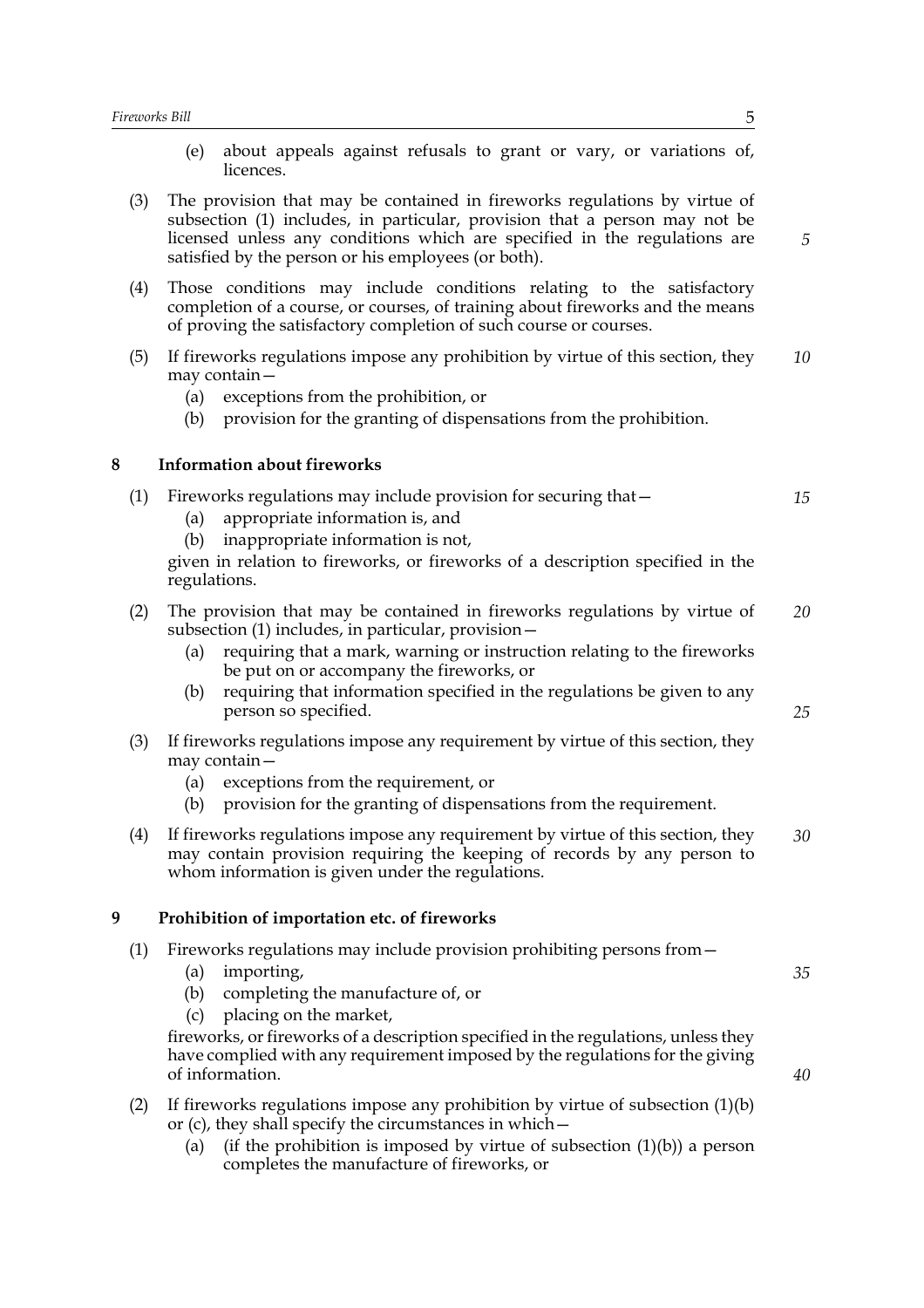(e) about appeals against refusals to grant or vary, or variations of, licences.

(3) The provision that may be contained in fireworks regulations by virtue of subsection (1) includes, in particular, provision that a person may not be licensed unless any conditions which are specified in the regulations are satisfied by the person or his employees (or both).

(4) Those conditions may include conditions relating to the satisfactory completion of a course, or courses, of training about fireworks and the means of proving the satisfactory completion of such course or courses.

(5) If fireworks regulations impose any prohibition by virtue of this section, they may contain—

(a) exceptions from the prohibition, or

(b) provision for the granting of dispensations from the prohibition.

## 8 Information about fireworks

(1) Fireworks regulations may include provision for securing that—

(a) appropriate information is, and

(b) inappropriate information is not,

given in relation to fireworks, or fireworks of a description specified in the regulations.

(2) The provision that may be contained in fireworks regulations by virtue of subsection (1) includes, in particular, provision—

(a) requiring that a mark, warning or instruction relating to the fireworks be put on or accompany the fireworks, or

(b) requiring that information specified in the regulations be given to any person so specified.

(3) If fireworks regulations impose any requirement by virtue of this section, they may contain—

(a) exceptions from the requirement, or

(b) provision for the granting of dispensations from the requirement.

(4) If fireworks regulations impose any requirement by virtue of this section, they may contain provision requiring the keeping of records by any person to whom information is given under the regulations.

## 9 Prohibition of importation etc. of fireworks

(1) Fireworks regulations may include provision prohibiting persons from—

(a) importing,

(b) completing the manufacture of, or

(c) placing on the market,

fireworks, or fireworks of a description specified in the regulations, unless they have complied with any requirement imposed by the regulations for the giving of information.

(2) If fireworks regulations impose any prohibition by virtue of subsection (1)(b) or (c), they shall specify the circumstances in which—

(a) (if the prohibition is imposed by virtue of subsection (1)(b)) a person completes the manufacture of fireworks, or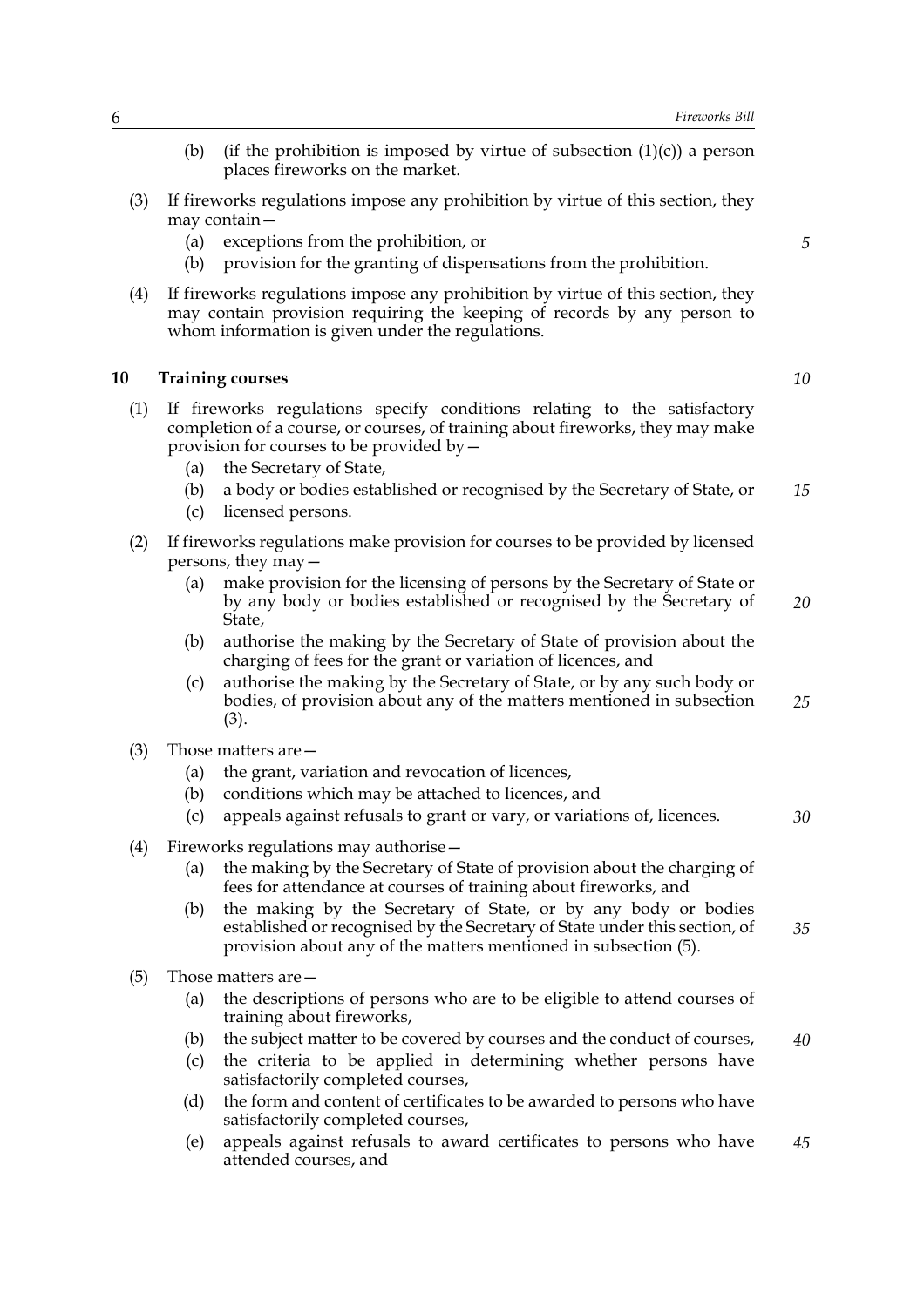(b) (if the prohibition is imposed by virtue of subsection (1)(c)) a person places fireworks on the market.

(3) If fireworks regulations impose any prohibition by virtue of this section, they may contain—

(a) exceptions from the prohibition, or

(b) provision for the granting of dispensations from the prohibition.

(4) If fireworks regulations impose any prohibition by virtue of this section, they may contain provision requiring the keeping of records by any person to whom information is given under the regulations.

### 10 Training courses

(1) If fireworks regulations specify conditions relating to the satisfactory completion of a course, or courses, of training about fireworks, they may make provision for courses to be provided by—

(a) the Secretary of State,

(b) a body or bodies established or recognised by the Secretary of State, or

(c) licensed persons.

(2) If fireworks regulations make provision for courses to be provided by licensed persons, they may—

(a) make provision for the licensing of persons by the Secretary of State or by any body or bodies established or recognised by the Secretary of State,

(b) authorise the making by the Secretary of State of provision about the charging of fees for the grant or variation of licences, and

(c) authorise the making by the Secretary of State, or by any such body or bodies, of provision about any of the matters mentioned in subsection (3).

(3) Those matters are—

(a) the grant, variation and revocation of licences,

(b) conditions which may be attached to licences, and

(c) appeals against refusals to grant or vary, or variations of, licences.

(4) Fireworks regulations may authorise—

(a) the making by the Secretary of State of provision about the charging of fees for attendance at courses of training about fireworks, and

(b) the making by the Secretary of State, or by any body or bodies established or recognised by the Secretary of State under this section, of provision about any of the matters mentioned in subsection (5).

(5) Those matters are—

(a) the descriptions of persons who are to be eligible to attend courses of training about fireworks,

(b) the subject matter to be covered by courses and the conduct of courses,

(c) the criteria to be applied in determining whether persons have satisfactorily completed courses,

(d) the form and content of certificates to be awarded to persons who have satisfactorily completed courses,

(e) appeals against refusals to award certificates to persons who have attended courses, and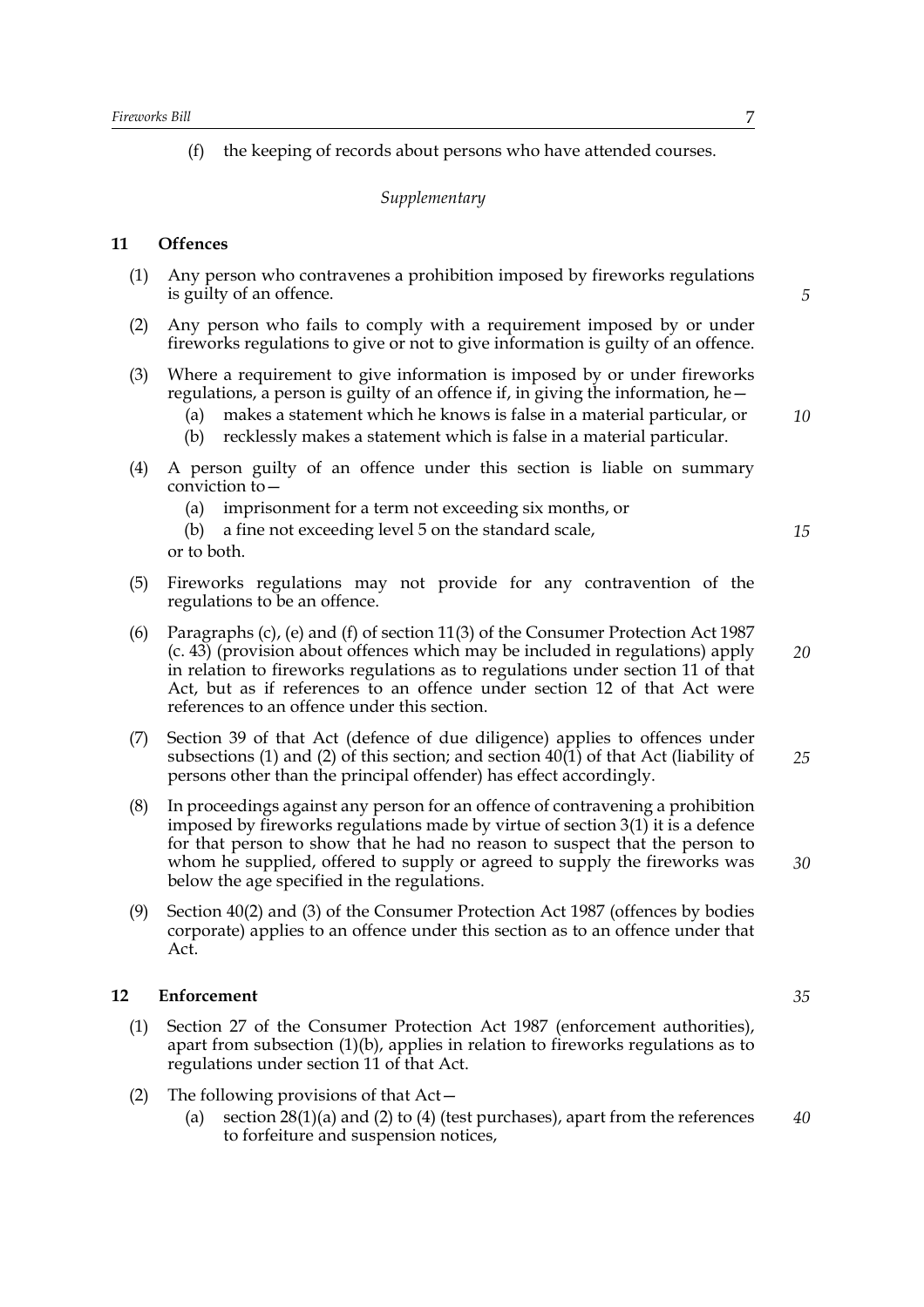(f) the keeping of records about persons who have attended courses.

*Supplementary*

## 11 Offences

(1) Any person who contravenes a prohibition imposed by fireworks regulations is guilty of an offence.

(2) Any person who fails to comply with a requirement imposed by or under fireworks regulations to give or not to give information is guilty of an offence.

(3) Where a requirement to give information is imposed by or under fireworks regulations, a person is guilty of an offence if, in giving the information, he—

- (a) makes a statement which he knows is false in a material particular, or
- (b) recklessly makes a statement which is false in a material particular.

(4) A person guilty of an offence under this section is liable on summary conviction to—

- (a) imprisonment for a term not exceeding six months, or
- (b) a fine not exceeding level 5 on the standard scale,

or to both.

(5) Fireworks regulations may not provide for any contravention of the regulations to be an offence.

(6) Paragraphs (c), (e) and (f) of section 11(3) of the Consumer Protection Act 1987 (c. 43) (provision about offences which may be included in regulations) apply in relation to fireworks regulations as to regulations under section 11 of that Act, but as if references to an offence under section 12 of that Act were references to an offence under this section.

(7) Section 39 of that Act (defence of due diligence) applies to offences under subsections (1) and (2) of this section; and section 40(1) of that Act (liability of persons other than the principal offender) has effect accordingly.

(8) In proceedings against any person for an offence of contravening a prohibition imposed by fireworks regulations made by virtue of section 3(1) it is a defence for that person to show that he had no reason to suspect that the person to whom he supplied, offered to supply or agreed to supply the fireworks was below the age specified in the regulations.

(9) Section 40(2) and (3) of the Consumer Protection Act 1987 (offences by bodies corporate) applies to an offence under this section as to an offence under that Act.

## 12 Enforcement

(1) Section 27 of the Consumer Protection Act 1987 (enforcement authorities), apart from subsection (1)(b), applies in relation to fireworks regulations as to regulations under section 11 of that Act.

(2) The following provisions of that Act—

- (a) section 28(1)(a) and (2) to (4) (test purchases), apart from the references to forfeiture and suspension notices,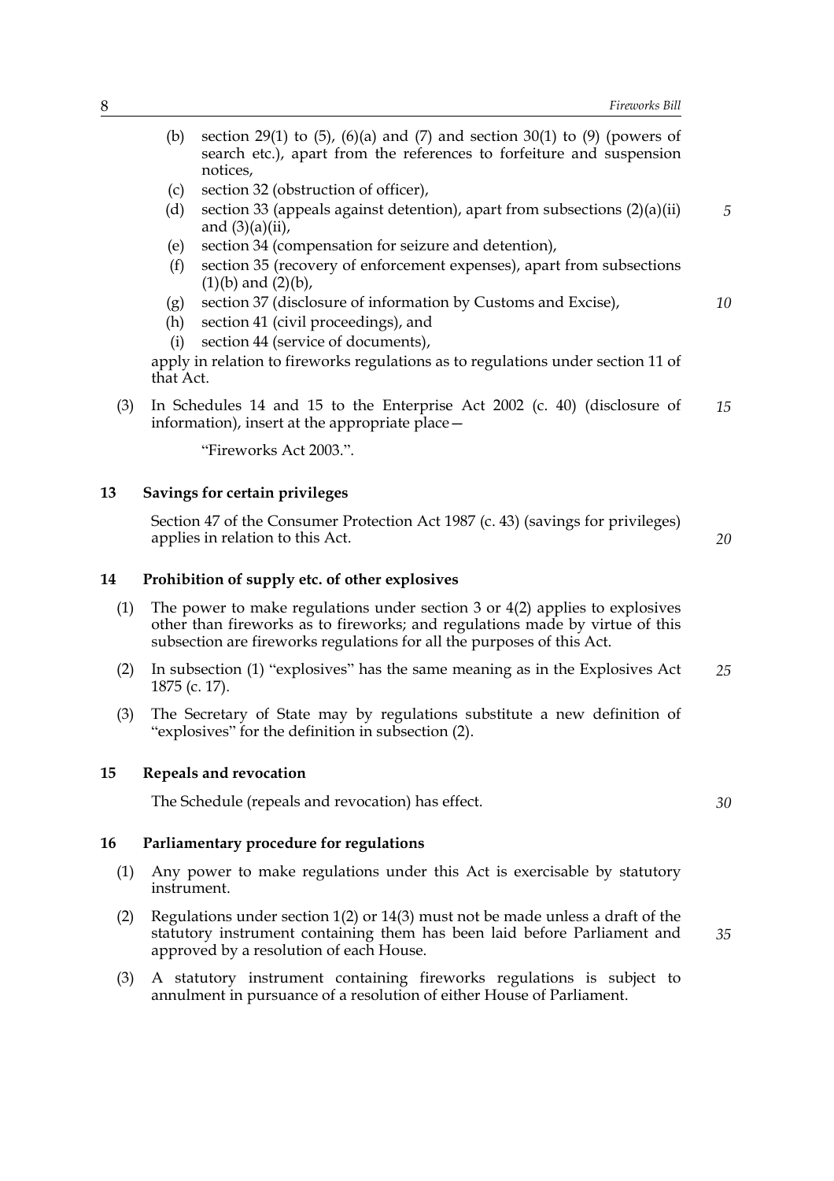(b) section 29(1) to (5), (6)(a) and (7) and section 30(1) to (9) (powers of search etc.), apart from the references to forfeiture and suspension notices,

(c) section 32 (obstruction of officer),

(d) section 33 (appeals against detention), apart from subsections (2)(a)(ii) and (3)(a)(ii),

(e) section 34 (compensation for seizure and detention),

(f) section 35 (recovery of enforcement expenses), apart from subsections (1)(b) and (2)(b),

(g) section 37 (disclosure of information by Customs and Excise),

(h) section 41 (civil proceedings), and

(i) section 44 (service of documents),

apply in relation to fireworks regulations as to regulations under section 11 of that Act.

(3) In Schedules 14 and 15 to the Enterprise Act 2002 (c. 40) (disclosure of information), insert at the appropriate place—

"Fireworks Act 2003.".

### 13 Savings for certain privileges

Section 47 of the Consumer Protection Act 1987 (c. 43) (savings for privileges) applies in relation to this Act.

### 14 Prohibition of supply etc. of other explosives

(1) The power to make regulations under section 3 or 4(2) applies to explosives other than fireworks as to fireworks; and regulations made by virtue of this subsection are fireworks regulations for all the purposes of this Act.

(2) In subsection (1) "explosives" has the same meaning as in the Explosives Act 1875 (c. 17).

(3) The Secretary of State may by regulations substitute a new definition of "explosives" for the definition in subsection (2).

### 15 Repeals and revocation

The Schedule (repeals and revocation) has effect.

### 16 Parliamentary procedure for regulations

(1) Any power to make regulations under this Act is exercisable by statutory instrument.

(2) Regulations under section 1(2) or 14(3) must not be made unless a draft of the statutory instrument containing them has been laid before Parliament and approved by a resolution of each House.

(3) A statutory instrument containing fireworks regulations is subject to annulment in pursuance of a resolution of either House of Parliament.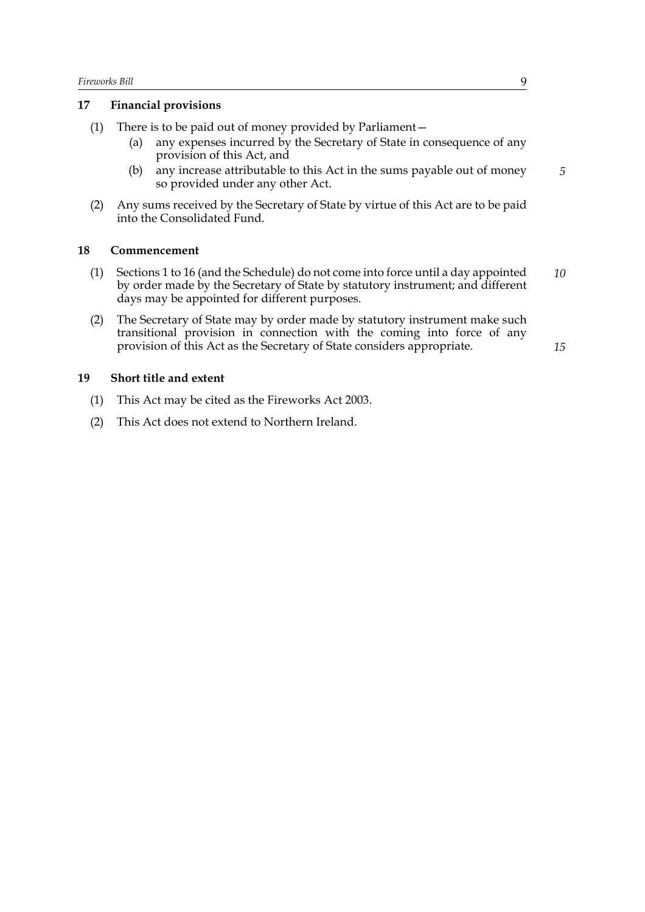## 17 Financial provisions

(1) There is to be paid out of money provided by Parliament—

(a) any expenses incurred by the Secretary of State in consequence of any provision of this Act, and

(b) any increase attributable to this Act in the sums payable out of money so provided under any other Act.

(2) Any sums received by the Secretary of State by virtue of this Act are to be paid into the Consolidated Fund.

## 18 Commencement

(1) Sections 1 to 16 (and the Schedule) do not come into force until a day appointed by order made by the Secretary of State by statutory instrument; and different days may be appointed for different purposes.

(2) The Secretary of State may by order made by statutory instrument make such transitional provision in connection with the coming into force of any provision of this Act as the Secretary of State considers appropriate.

## 19 Short title and extent

(1) This Act may be cited as the Fireworks Act 2003.

(2) This Act does not extend to Northern Ireland.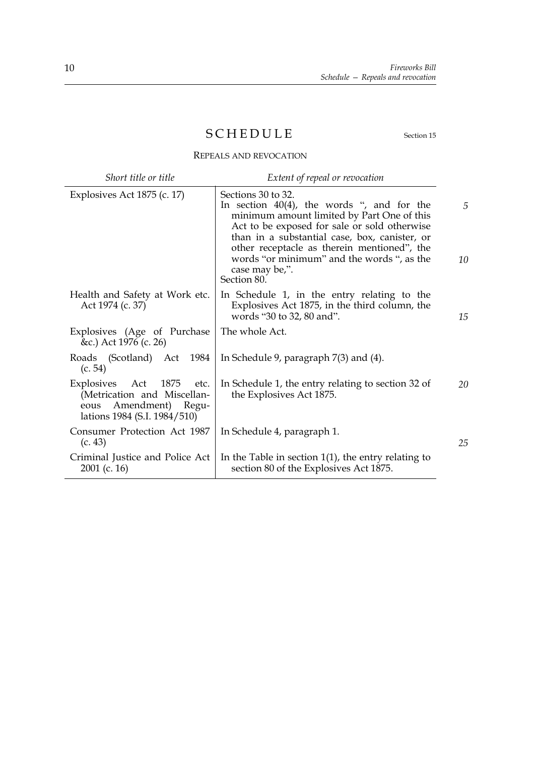# SCHEDULE

Section 15

## REPEALS AND REVOCATION

| *Short title or title* | *Extent of repeal or revocation* |
|---|---|
| Explosives Act 1875 (c. 17) | Sections 30 to 32.<br>In section 40(4), the words ", and for the minimum amount limited by Part One of this Act to be exposed for sale or sold otherwise than in a substantial case, box, canister, or other receptacle as therein mentioned", the words "or minimum" and the words ", as the case may be,".<br>Section 80. |
| Health and Safety at Work etc. Act 1974 (c. 37) | In Schedule 1, in the entry relating to the Explosives Act 1875, in the third column, the words "30 to 32, 80 and". |
| Explosives (Age of Purchase &c.) Act 1976 (c. 26) | The whole Act. |
| Roads (Scotland) Act 1984 (c. 54) | In Schedule 9, paragraph 7(3) and (4). |
| Explosives Act 1875 etc. (Metrication and Miscellaneous Amendment) Regulations 1984 (S.I. 1984/510) | In Schedule 1, the entry relating to section 32 of the Explosives Act 1875. |
| Consumer Protection Act 1987 (c. 43) | In Schedule 4, paragraph 1. |
| Criminal Justice and Police Act 2001 (c. 16) | In the Table in section 1(1), the entry relating to section 80 of the Explosives Act 1875. |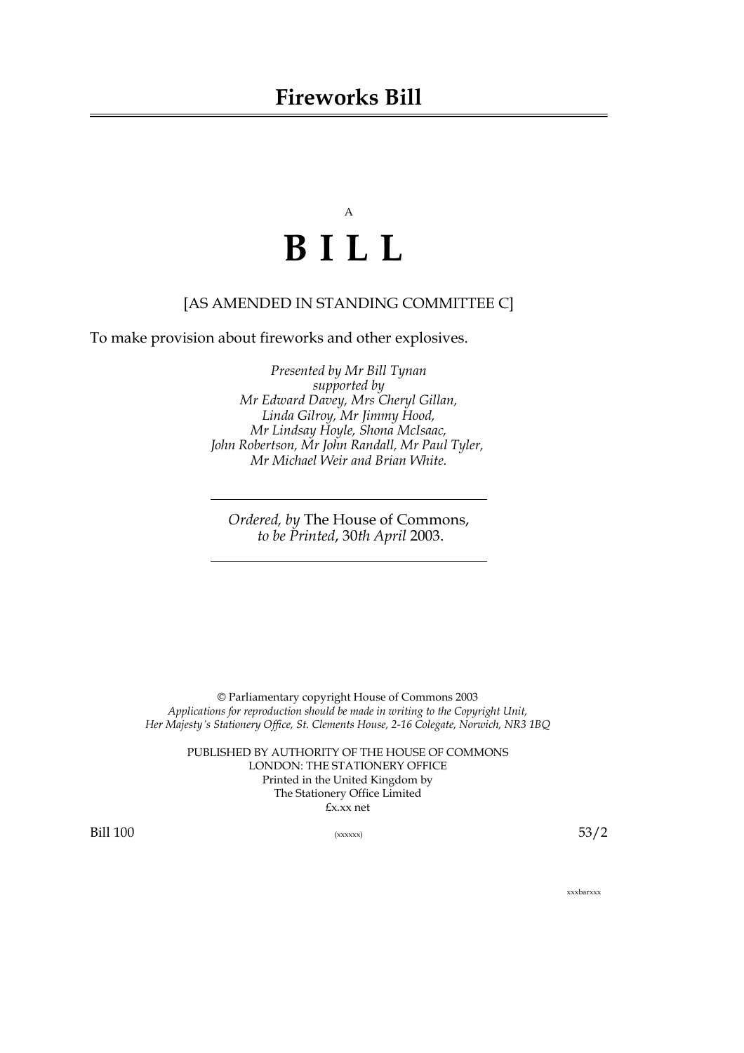# Fireworks Bill

A

# B I L L

[AS AMENDED IN STANDING COMMITTEE C]

To make provision about fireworks and other explosives.

*Presented by Mr Bill Tynan*
*supported by*
*Mr Edward Davey, Mrs Cheryl Gillan,*
*Linda Gilroy, Mr Jimmy Hood,*
*Mr Lindsay Hoyle, Shona McIsaac,*
*John Robertson, Mr John Randall, Mr Paul Tyler,*
*Mr Michael Weir and Brian White.*

*Ordered, by* The House of Commons,
*to be Printed*, 30*th April* 2003.

© Parliamentary copyright House of Commons 2003
*Applications for reproduction should be made in writing to the Copyright Unit,*
*Her Majesty's Stationery Office, St. Clements House, 2-16 Colegate, Norwich, NR3 1BQ*

PUBLISHED BY AUTHORITY OF THE HOUSE OF COMMONS
LONDON: THE STATIONERY OFFICE
Printed in the United Kingdom by
The Stationery Office Limited
£x.xx net

Bill 100 (xxxxxx) 53/2

xxxbarxxx